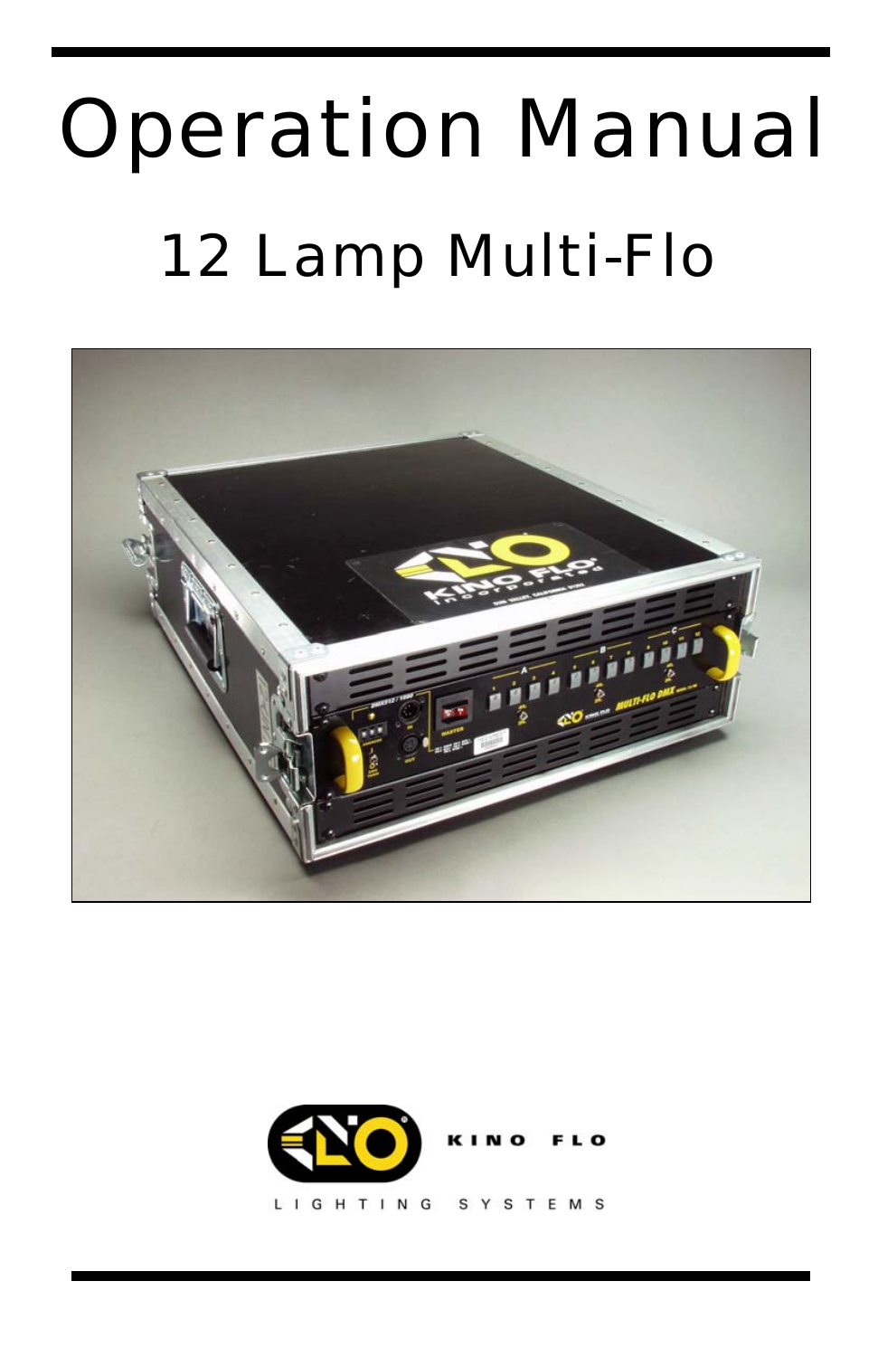# Operation Manual

## 12 Lamp Multi-Flo

KINO FLO

LIGHTING SYSTEMS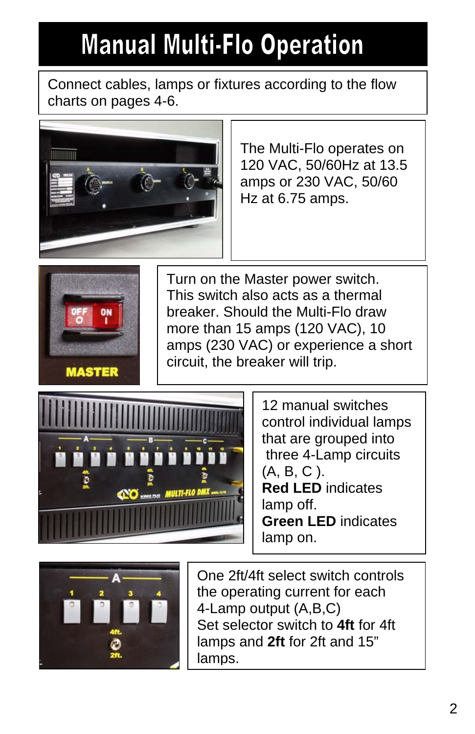# Manual Multi-Flo Operation

Connect cables, lamps or fixtures according to the flow charts on pages 4-6.

The Multi-Flo operates on 120 VAC, 50/60Hz at 13.5 amps or 230 VAC, 50/60 Hz at 6.75 amps.

Turn on the Master power switch. This switch also acts as a thermal breaker. Should the Multi-Flo draw more than 15 amps (120 VAC), 10 amps (230 VAC) or experience a short circuit, the breaker will trip.

12 manual switches control individual lamps that are grouped into three 4-Lamp circuits (A, B, C ).
**Red LED** indicates lamp off.
**Green LED** indicates lamp on.

One 2ft/4ft select switch controls the operating current for each 4-Lamp output (A,B,C)
Set selector switch to **4ft** for 4ft lamps and **2ft** for 2ft and 15" lamps.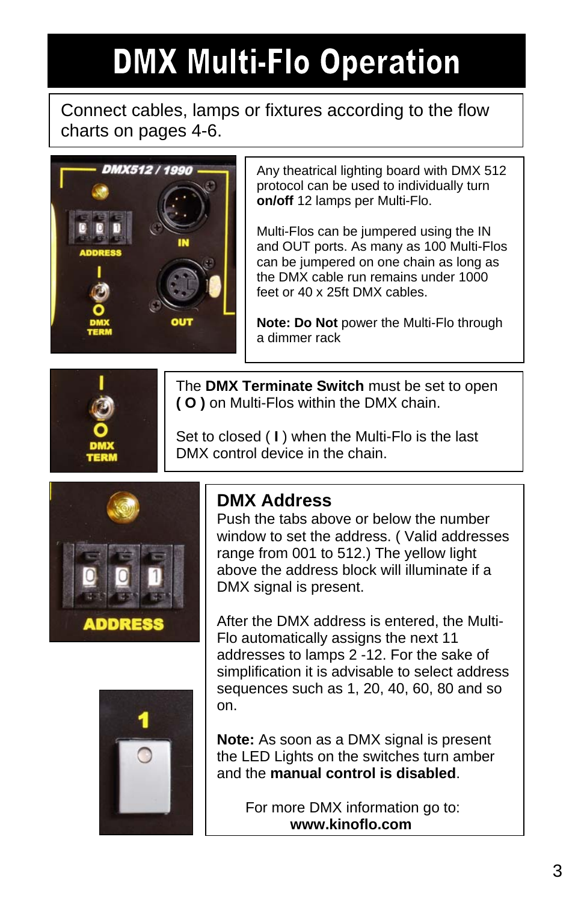# DMX Multi-Flo Operation

Connect cables, lamps or fixtures according to the flow charts on pages 4-6.

Any theatrical lighting board with DMX 512 protocol can be used to individually turn **on/off** 12 lamps per Multi-Flo.

Multi-Flos can be jumpered using the IN and OUT ports. As many as 100 Multi-Flos can be jumpered on one chain as long as the DMX cable run remains under 1000 feet or 40 x 25ft DMX cables.

**Note: Do Not** power the Multi-Flo through a dimmer rack

The **DMX Terminate Switch** must be set to open **( O )** on Multi-Flos within the DMX chain.

Set to closed ( **I** ) when the Multi-Flo is the last DMX control device in the chain.

## DMX Address

Push the tabs above or below the number window to set the address. ( Valid addresses range from 001 to 512.) The yellow light above the address block will illuminate if a DMX signal is present.

After the DMX address is entered, the Multi-Flo automatically assigns the next 11 addresses to lamps 2 -12. For the sake of simplification it is advisable to select address sequences such as 1, 20, 40, 60, 80 and so on.

**Note:** As soon as a DMX signal is present the LED Lights on the switches turn amber and the **manual control is disabled**.

For more DMX information go to:
**www.kinoflo.com**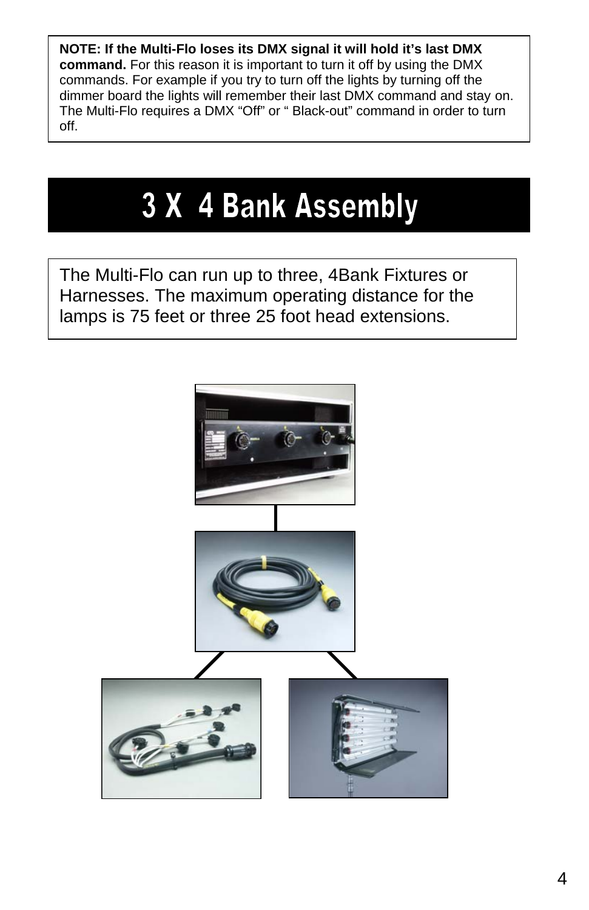**NOTE: If the Multi-Flo loses its DMX signal it will hold it's last DMX command.** For this reason it is important to turn it off by using the DMX commands. For example if you try to turn off the lights by turning off the dimmer board the lights will remember their last DMX command and stay on. The Multi-Flo requires a DMX "Off" or " Black-out" command in order to turn off.

# 3 X 4 Bank Assembly

The Multi-Flo can run up to three, 4Bank Fixtures or Harnesses. The maximum operating distance for the lamps is 75 feet or three 25 foot head extensions.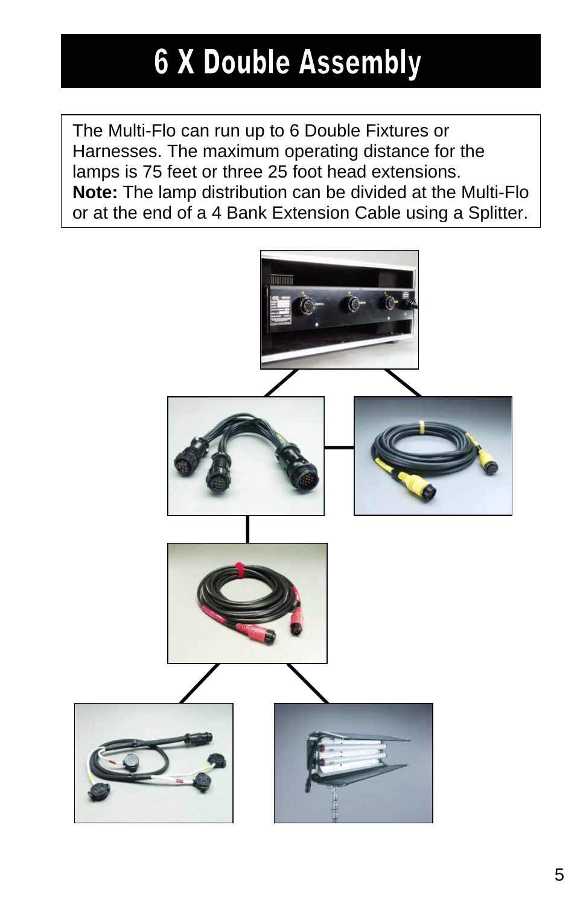# 6 X Double Assembly

The Multi-Flo can run up to 6 Double Fixtures or Harnesses. The maximum operating distance for the lamps is 75 feet or three 25 foot head extensions.
**Note:** The lamp distribution can be divided at the Multi-Flo or at the end of a 4 Bank Extension Cable using a Splitter.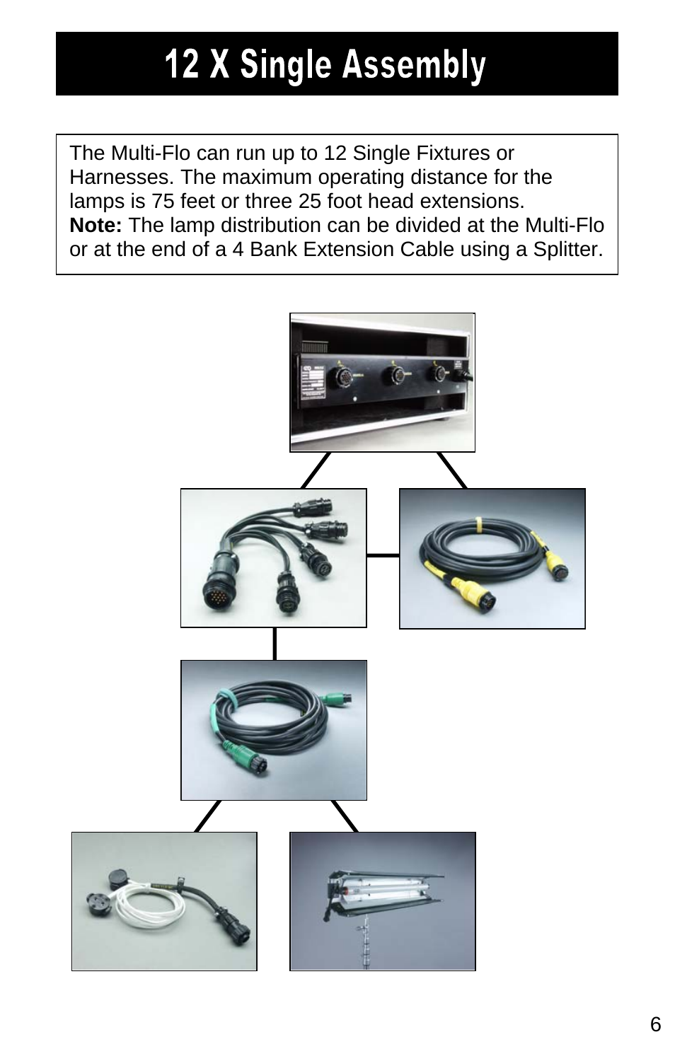# 12 X Single Assembly

The Multi-Flo can run up to 12 Single Fixtures or Harnesses. The maximum operating distance for the lamps is 75 feet or three 25 foot head extensions.
**Note:** The lamp distribution can be divided at the Multi-Flo or at the end of a 4 Bank Extension Cable using a Splitter.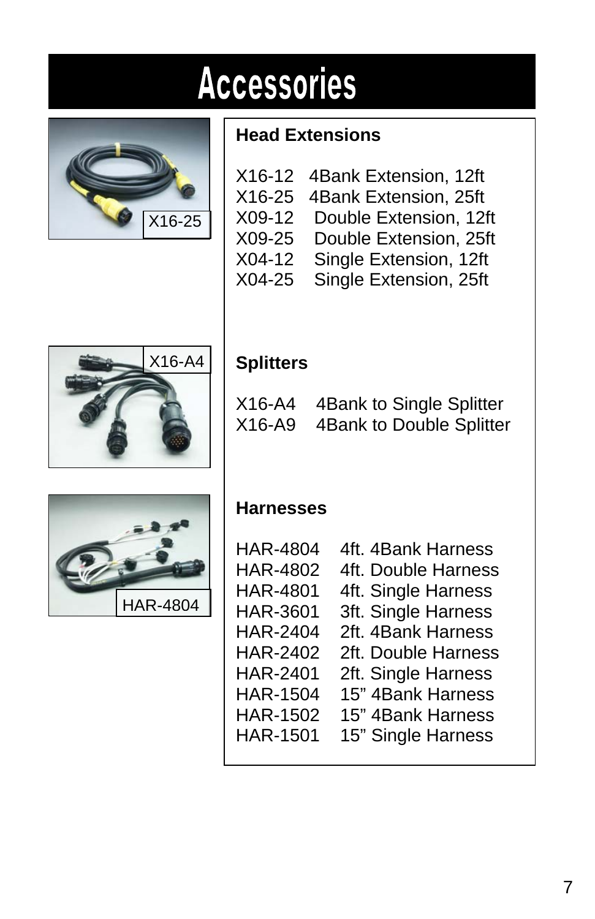# Accessories

X16-25

X16-A4

HAR-4804

### Head Extensions

X16-12 4Bank Extension, 12ft
X16-25 4Bank Extension, 25ft
X09-12 Double Extension, 12ft
X09-25 Double Extension, 25ft
X04-12 Single Extension, 12ft
X04-25 Single Extension, 25ft

### Splitters

X16-A4 4Bank to Single Splitter
X16-A9 4Bank to Double Splitter

### Harnesses

HAR-4804 4ft. 4Bank Harness
HAR-4802 4ft. Double Harness
HAR-4801 4ft. Single Harness
HAR-3601 3ft. Single Harness
HAR-2404 2ft. 4Bank Harness
HAR-2402 2ft. Double Harness
HAR-2401 2ft. Single Harness
HAR-1504 15” 4Bank Harness
HAR-1502 15” 4Bank Harness
HAR-1501 15” Single Harness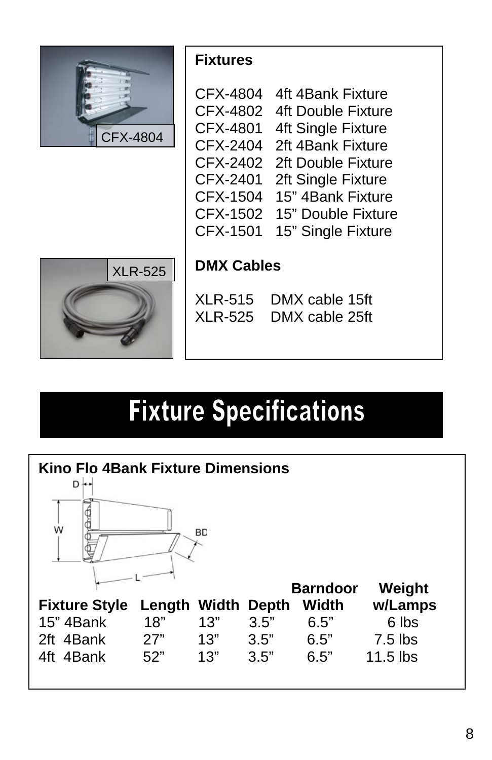CFX-4804

XLR-525

**Fixtures**

CFX-4804 4ft 4Bank Fixture
CFX-4802 4ft Double Fixture
CFX-4801 4ft Single Fixture
CFX-2404 2ft 4Bank Fixture
CFX-2402 2ft Double Fixture
CFX-2401 2ft Single Fixture
CFX-1504 15” 4Bank Fixture
CFX-1502 15” Double Fixture
CFX-1501 15” Single Fixture

**DMX Cables**

XLR-515 DMX cable 15ft
XLR-525 DMX cable 25ft

# Fixture Specifications

**Kino Flo 4Bank Fixture Dimensions**

D W BD L

| Fixture Style | Length | Width | Depth | Barndoor Width | Weight w/Lamps |
|---|---|---|---|---|---|
| 15” 4Bank | 18” | 13” | 3.5” | 6.5” | 6 lbs |
| 2ft 4Bank | 27” | 13” | 3.5” | 6.5” | 7.5 lbs |
| 4ft 4Bank | 52” | 13” | 3.5” | 6.5” | 11.5 lbs |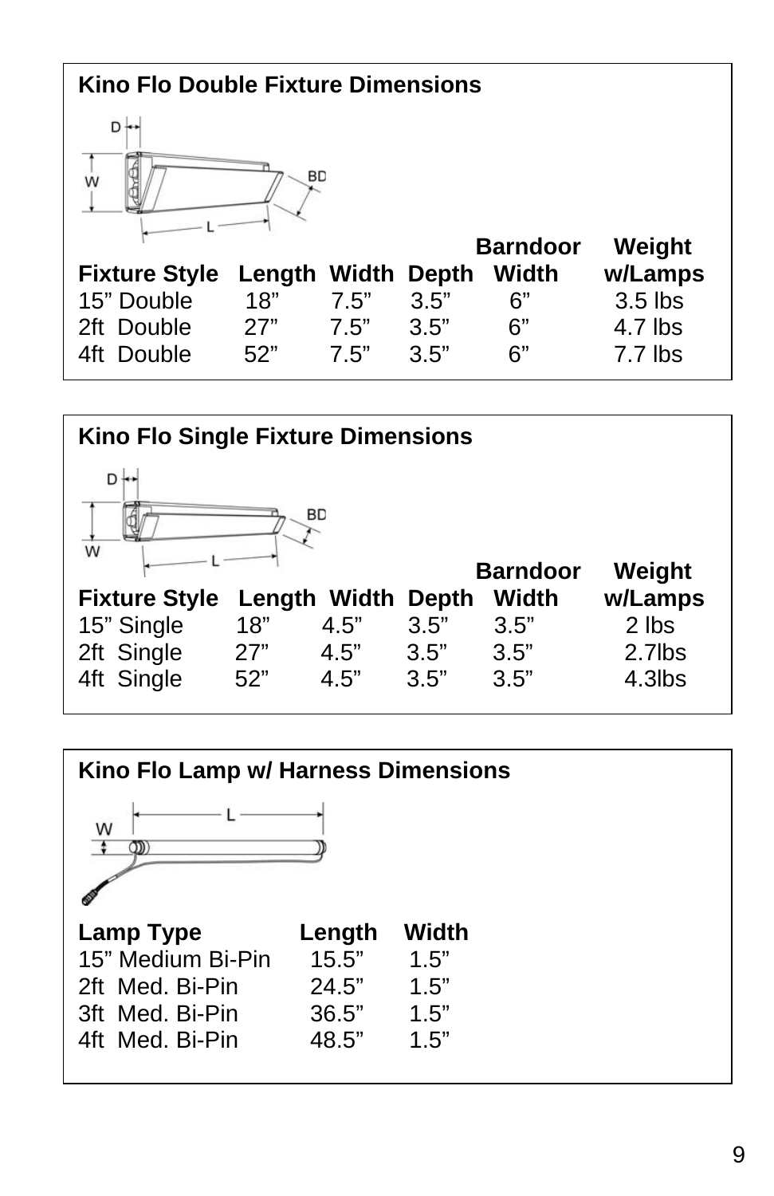## Kino Flo Double Fixture Dimensions

| Fixture Style | Length | Width | Depth | Barndoor Width | Weight w/Lamps |
|---|---|---|---|---|---|
| 15” Double | 18” | 7.5” | 3.5” | 6” | 3.5 lbs |
| 2ft Double | 27” | 7.5” | 3.5” | 6” | 4.7 lbs |
| 4ft Double | 52” | 7.5” | 3.5” | 6” | 7.7 lbs |

## Kino Flo Single Fixture Dimensions

| Fixture Style | Length | Width | Depth | Barndoor Width | Weight w/Lamps |
|---|---|---|---|---|---|
| 15” Single | 18” | 4.5” | 3.5” | 3.5” | 2 lbs |
| 2ft Single | 27” | 4.5” | 3.5” | 3.5” | 2.7lbs |
| 4ft Single | 52” | 4.5” | 3.5” | 3.5” | 4.3lbs |

## Kino Flo Lamp w/ Harness Dimensions

| Lamp Type | Length | Width |
|---|---|---|
| 15” Medium Bi-Pin | 15.5” | 1.5” |
| 2ft Med. Bi-Pin | 24.5” | 1.5” |
| 3ft Med. Bi-Pin | 36.5” | 1.5” |
| 4ft Med. Bi-Pin | 48.5” | 1.5” |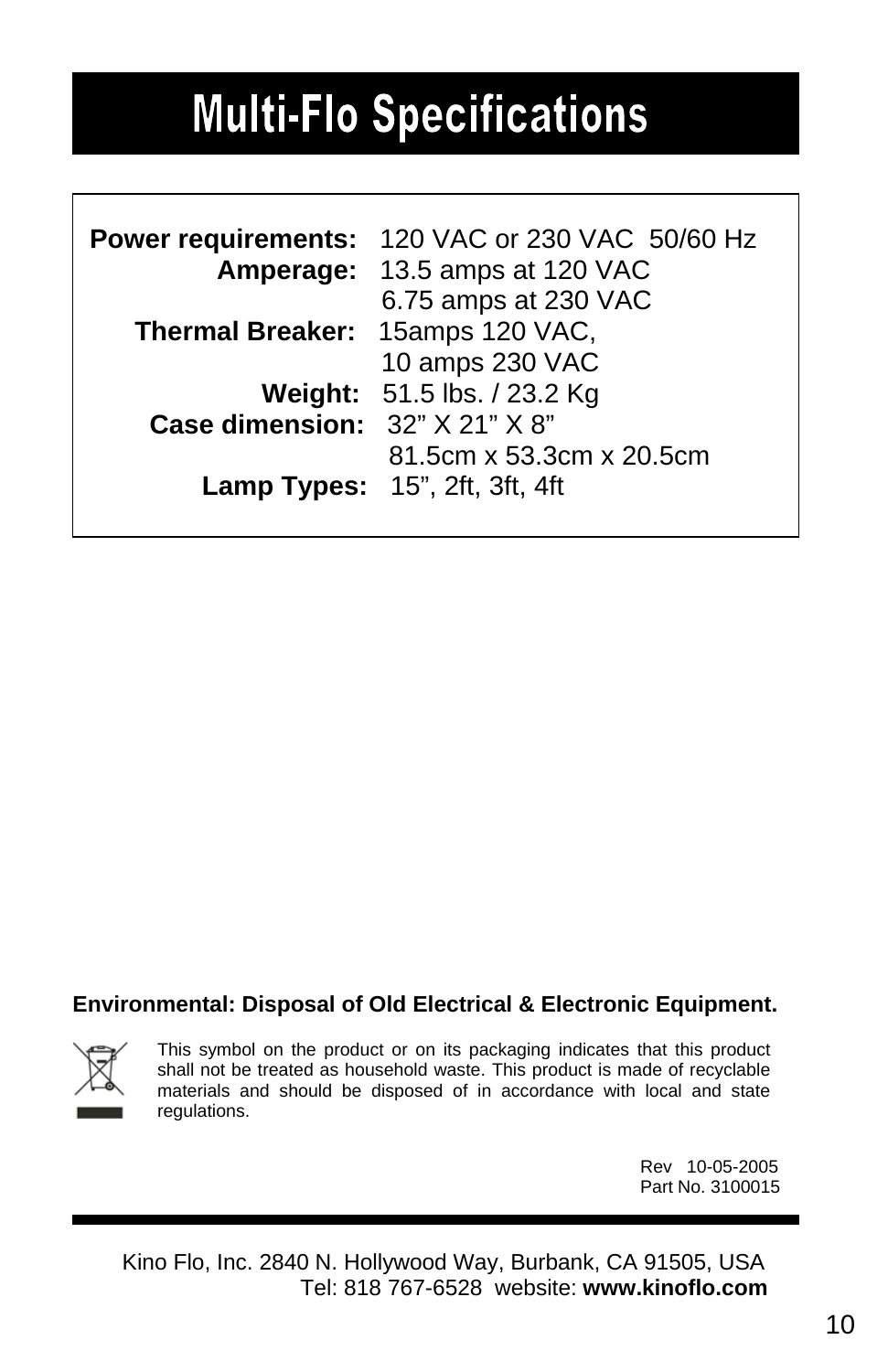# Multi-Flo Specifications

| | |
|---|---|
| **Power requirements:** | 120 VAC or 230 VAC 50/60 Hz |
| **Amperage:** | 13.5 amps at 120 VAC<br>6.75 amps at 230 VAC |
| **Thermal Breaker:** | 15amps 120 VAC,<br>10 amps 230 VAC |
| **Weight:** | 51.5 lbs. / 23.2 Kg |
| **Case dimension:** | 32” X 21” X 8”<br>81.5cm x 53.3cm x 20.5cm |
| **Lamp Types:** | 15”, 2ft, 3ft, 4ft |

**Environmental: Disposal of Old Electrical & Electronic Equipment.**

This symbol on the product or on its packaging indicates that this product shall not be treated as household waste. This product is made of recyclable materials and should be disposed of in accordance with local and state regulations.

Rev 10-05-2005
Part No. 3100015

Kino Flo, Inc. 2840 N. Hollywood Way, Burbank, CA 91505, USA
Tel: 818 767-6528 website: **www.kinoflo.com**